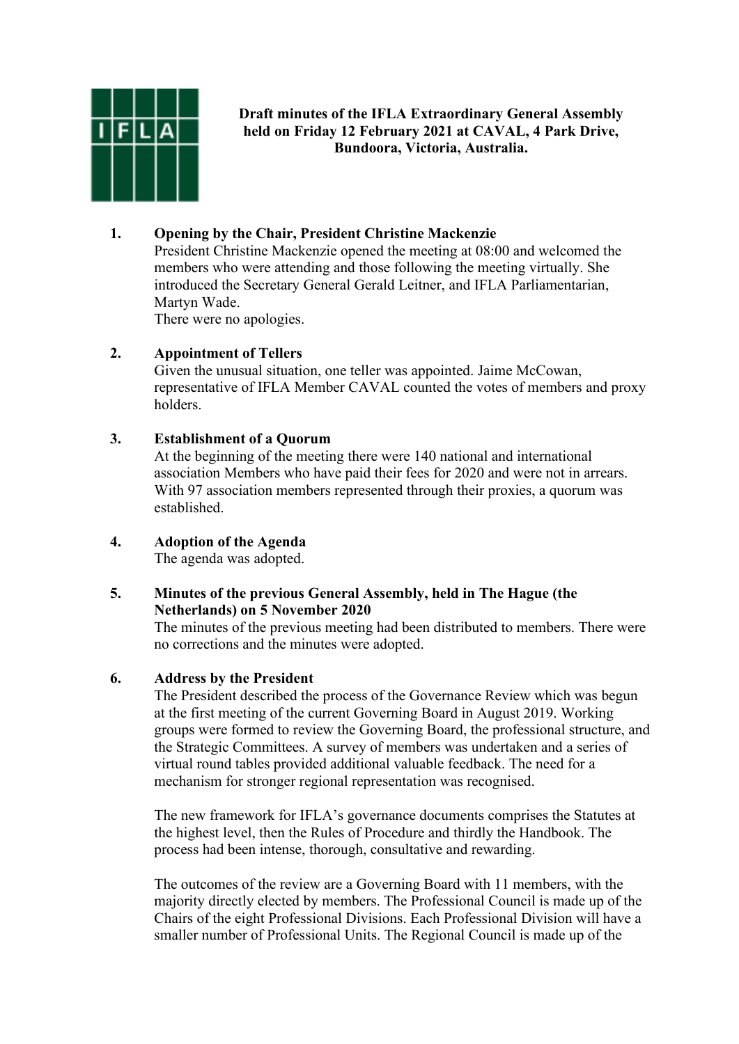**Draft minutes of the IFLA Extraordinary General Assembly held on Friday 12 February 2021 at CAVAL, 4 Park Drive, Bundoora, Victoria, Australia.**

## 1. Opening by the Chair, President Christine Mackenzie

President Christine Mackenzie opened the meeting at 08:00 and welcomed the members who were attending and those following the meeting virtually. She introduced the Secretary General Gerald Leitner, and IFLA Parliamentarian, Martyn Wade.

There were no apologies.

## 2. Appointment of Tellers

Given the unusual situation, one teller was appointed. Jaime McCowan, representative of IFLA Member CAVAL counted the votes of members and proxy holders.

## 3. Establishment of a Quorum

At the beginning of the meeting there were 140 national and international association Members who have paid their fees for 2020 and were not in arrears. With 97 association members represented through their proxies, a quorum was established.

## 4. Adoption of the Agenda

The agenda was adopted.

## 5. Minutes of the previous General Assembly, held in The Hague (the Netherlands) on 5 November 2020

The minutes of the previous meeting had been distributed to members. There were no corrections and the minutes were adopted.

## 6. Address by the President

The President described the process of the Governance Review which was begun at the first meeting of the current Governing Board in August 2019. Working groups were formed to review the Governing Board, the professional structure, and the Strategic Committees. A survey of members was undertaken and a series of virtual round tables provided additional valuable feedback. The need for a mechanism for stronger regional representation was recognised.

The new framework for IFLA's governance documents comprises the Statutes at the highest level, then the Rules of Procedure and thirdly the Handbook. The process had been intense, thorough, consultative and rewarding.

The outcomes of the review are a Governing Board with 11 members, with the majority directly elected by members. The Professional Council is made up of the Chairs of the eight Professional Divisions. Each Professional Division will have a smaller number of Professional Units. The Regional Council is made up of the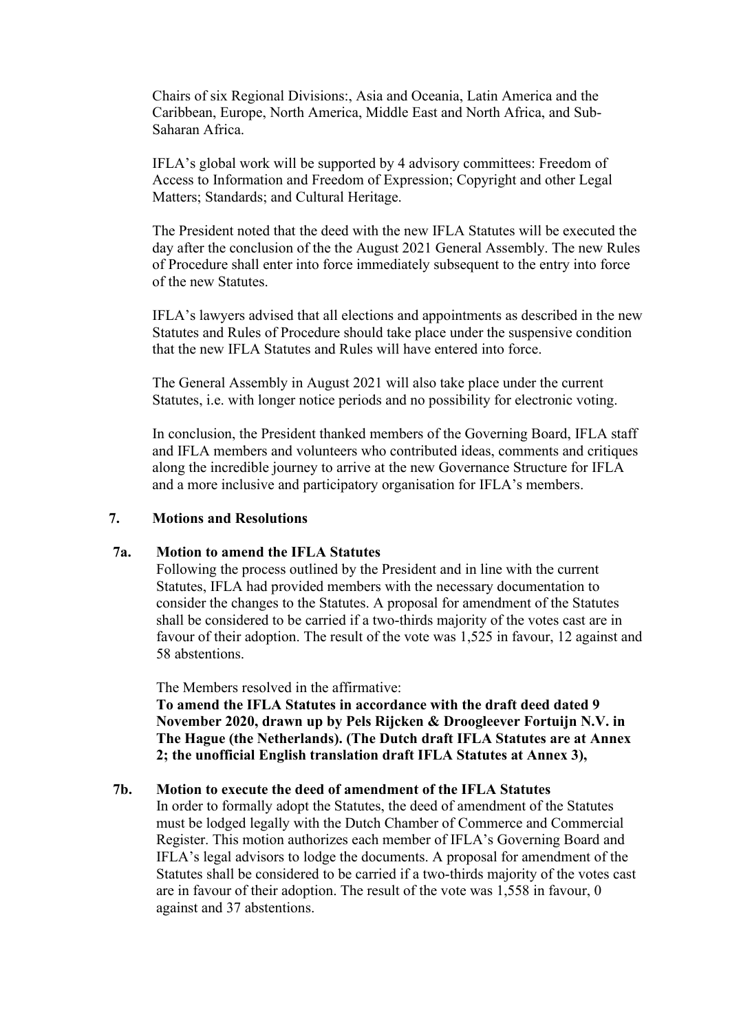Chairs of six Regional Divisions:, Asia and Oceania, Latin America and the Caribbean, Europe, North America, Middle East and North Africa, and Sub-Saharan Africa.

IFLA's global work will be supported by 4 advisory committees: Freedom of Access to Information and Freedom of Expression; Copyright and other Legal Matters; Standards; and Cultural Heritage.

The President noted that the deed with the new IFLA Statutes will be executed the day after the conclusion of the the August 2021 General Assembly. The new Rules of Procedure shall enter into force immediately subsequent to the entry into force of the new Statutes.

IFLA's lawyers advised that all elections and appointments as described in the new Statutes and Rules of Procedure should take place under the suspensive condition that the new IFLA Statutes and Rules will have entered into force.

The General Assembly in August 2021 will also take place under the current Statutes, i.e. with longer notice periods and no possibility for electronic voting.

In conclusion, the President thanked members of the Governing Board, IFLA staff and IFLA members and volunteers who contributed ideas, comments and critiques along the incredible journey to arrive at the new Governance Structure for IFLA and a more inclusive and participatory organisation for IFLA's members.

## 7. Motions and Resolutions

### 7a. Motion to amend the IFLA Statutes

Following the process outlined by the President and in line with the current Statutes, IFLA had provided members with the necessary documentation to consider the changes to the Statutes. A proposal for amendment of the Statutes shall be considered to be carried if a two-thirds majority of the votes cast are in favour of their adoption. The result of the vote was 1,525 in favour, 12 against and 58 abstentions.

The Members resolved in the affirmative:

**To amend the IFLA Statutes in accordance with the draft deed dated 9 November 2020, drawn up by Pels Rijcken & Droogleever Fortuijn N.V. in The Hague (the Netherlands). (The Dutch draft IFLA Statutes are at Annex 2; the unofficial English translation draft IFLA Statutes at Annex 3),**

### 7b. Motion to execute the deed of amendment of the IFLA Statutes

In order to formally adopt the Statutes, the deed of amendment of the Statutes must be lodged legally with the Dutch Chamber of Commerce and Commercial Register. This motion authorizes each member of IFLA's Governing Board and IFLA's legal advisors to lodge the documents. A proposal for amendment of the Statutes shall be considered to be carried if a two-thirds majority of the votes cast are in favour of their adoption. The result of the vote was 1,558 in favour, 0 against and 37 abstentions.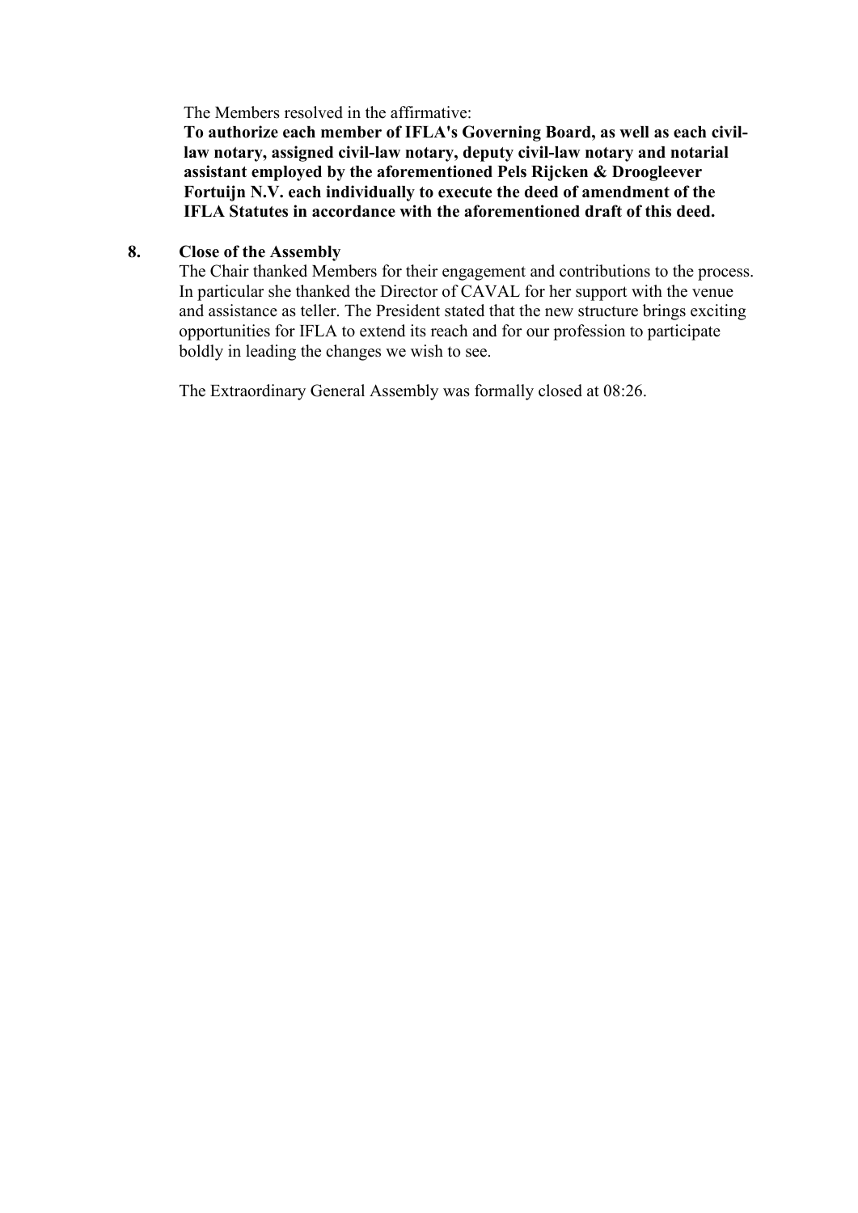The Members resolved in the affirmative:
**To authorize each member of IFLA's Governing Board, as well as each civil-law notary, assigned civil-law notary, deputy civil-law notary and notarial assistant employed by the aforementioned Pels Rijcken & Droogleever Fortuijn N.V. each individually to execute the deed of amendment of the IFLA Statutes in accordance with the aforementioned draft of this deed.**

**8. Close of the Assembly**

The Chair thanked Members for their engagement and contributions to the process. In particular she thanked the Director of CAVAL for her support with the venue and assistance as teller. The President stated that the new structure brings exciting opportunities for IFLA to extend its reach and for our profession to participate boldly in leading the changes we wish to see.

The Extraordinary General Assembly was formally closed at 08:26.